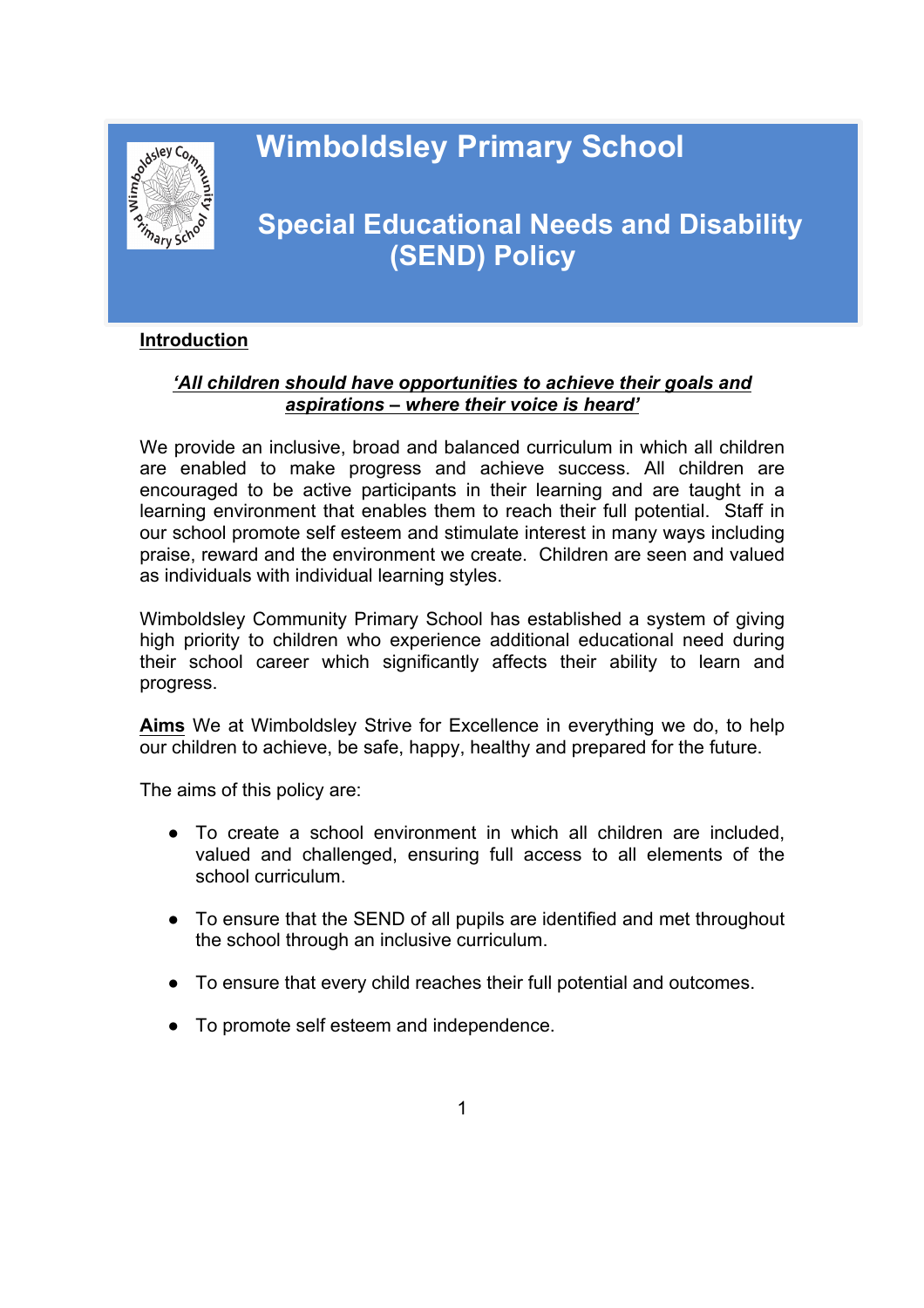# Wimboldsley Primary School

## Special Educational Needs and Disability (SEND) Policy

**Introduction**

***'All children should have opportunities to achieve their goals and aspirations – where their voice is heard'***

We provide an inclusive, broad and balanced curriculum in which all children are enabled to make progress and achieve success. All children are encouraged to be active participants in their learning and are taught in a learning environment that enables them to reach their full potential. Staff in our school promote self esteem and stimulate interest in many ways including praise, reward and the environment we create. Children are seen and valued as individuals with individual learning styles.

Wimboldsley Community Primary School has established a system of giving high priority to children who experience additional educational need during their school career which significantly affects their ability to learn and progress.

**Aims** We at Wimboldsley Strive for Excellence in everything we do, to help our children to achieve, be safe, happy, healthy and prepared for the future.

The aims of this policy are:

- To create a school environment in which all children are included, valued and challenged, ensuring full access to all elements of the school curriculum.
- To ensure that the SEND of all pupils are identified and met throughout the school through an inclusive curriculum.
- To ensure that every child reaches their full potential and outcomes.
- To promote self esteem and independence.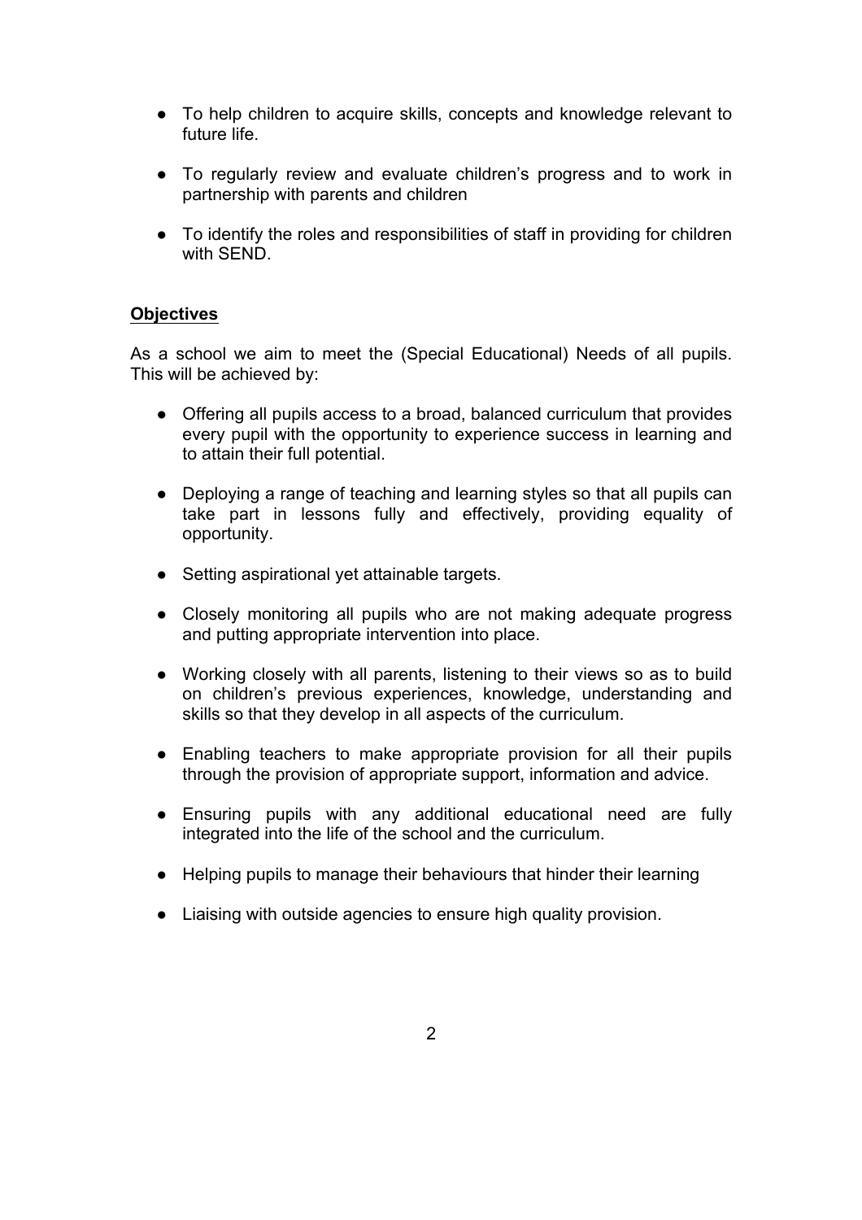- To help children to acquire skills, concepts and knowledge relevant to future life.
- To regularly review and evaluate children's progress and to work in partnership with parents and children
- To identify the roles and responsibilities of staff in providing for children with SEND.

## Objectives

As a school we aim to meet the (Special Educational) Needs of all pupils. This will be achieved by:

- Offering all pupils access to a broad, balanced curriculum that provides every pupil with the opportunity to experience success in learning and to attain their full potential.
- Deploying a range of teaching and learning styles so that all pupils can take part in lessons fully and effectively, providing equality of opportunity.
- Setting aspirational yet attainable targets.
- Closely monitoring all pupils who are not making adequate progress and putting appropriate intervention into place.
- Working closely with all parents, listening to their views so as to build on children's previous experiences, knowledge, understanding and skills so that they develop in all aspects of the curriculum.
- Enabling teachers to make appropriate provision for all their pupils through the provision of appropriate support, information and advice.
- Ensuring pupils with any additional educational need are fully integrated into the life of the school and the curriculum.
- Helping pupils to manage their behaviours that hinder their learning
- Liaising with outside agencies to ensure high quality provision.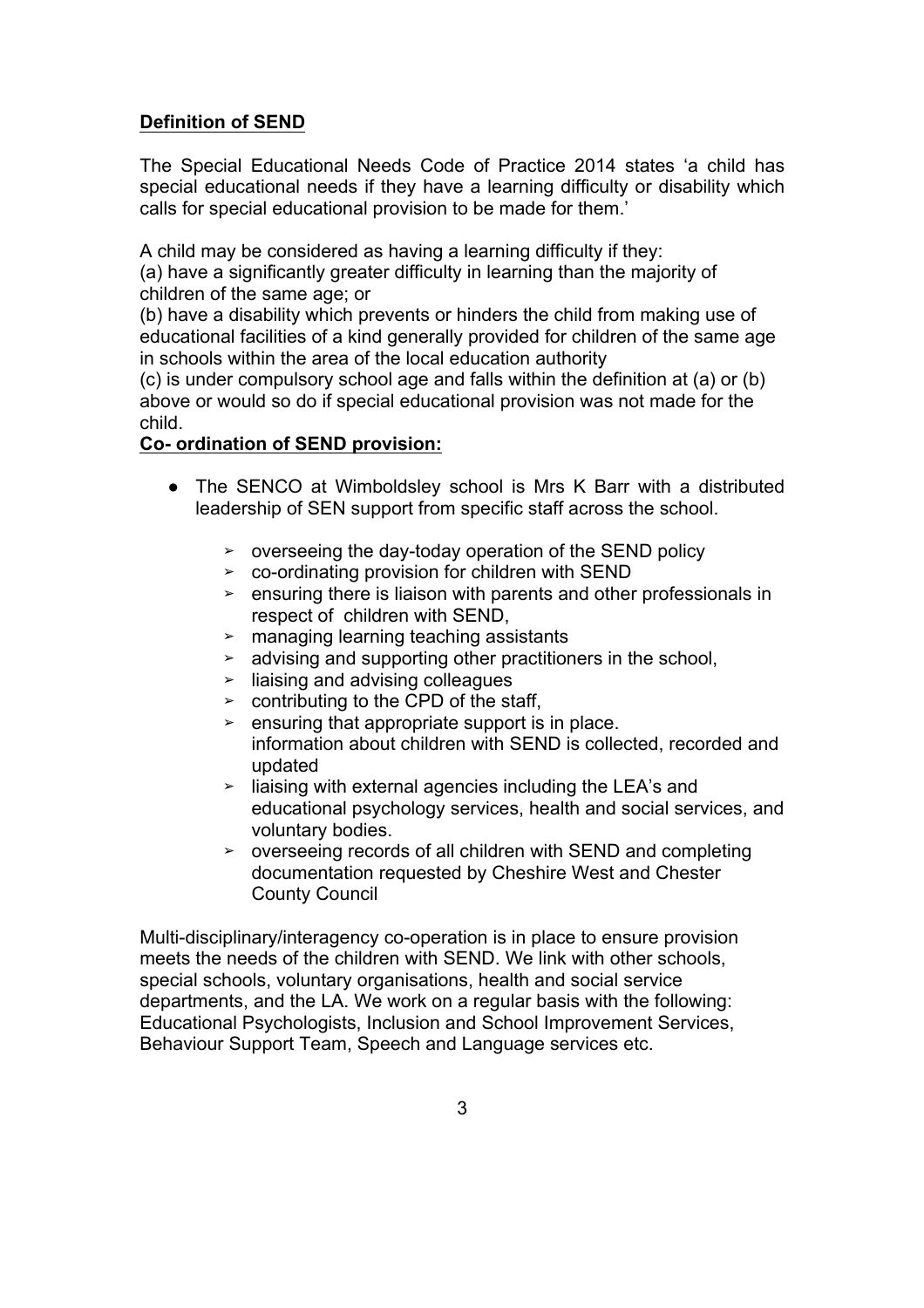**Definition of SEND**

The Special Educational Needs Code of Practice 2014 states 'a child has special educational needs if they have a learning difficulty or disability which calls for special educational provision to be made for them.'

A child may be considered as having a learning difficulty if they:
(a) have a significantly greater difficulty in learning than the majority of children of the same age; or
(b) have a disability which prevents or hinders the child from making use of educational facilities of a kind generally provided for children of the same age in schools within the area of the local education authority
(c) is under compulsory school age and falls within the definition at (a) or (b) above or would so do if special educational provision was not made for the child.

**Co- ordination of SEND provision:**

- The SENCO at Wimboldsley school is Mrs K Barr with a distributed leadership of SEN support from specific staff across the school.
    - overseeing the day-today operation of the SEND policy
    - co-ordinating provision for children with SEND
    - ensuring there is liaison with parents and other professionals in respect of children with SEND,
    - managing learning teaching assistants
    - advising and supporting other practitioners in the school,
    - liaising and advising colleagues
    - contributing to the CPD of the staff,
    - ensuring that appropriate support is in place.
      information about children with SEND is collected, recorded and updated
    - liaising with external agencies including the LEA's and educational psychology services, health and social services, and voluntary bodies.
    - overseeing records of all children with SEND and completing documentation requested by Cheshire West and Chester County Council

Multi-disciplinary/interagency co-operation is in place to ensure provision meets the needs of the children with SEND. We link with other schools, special schools, voluntary organisations, health and social service departments, and the LA. We work on a regular basis with the following: Educational Psychologists, Inclusion and School Improvement Services, Behaviour Support Team, Speech and Language services etc.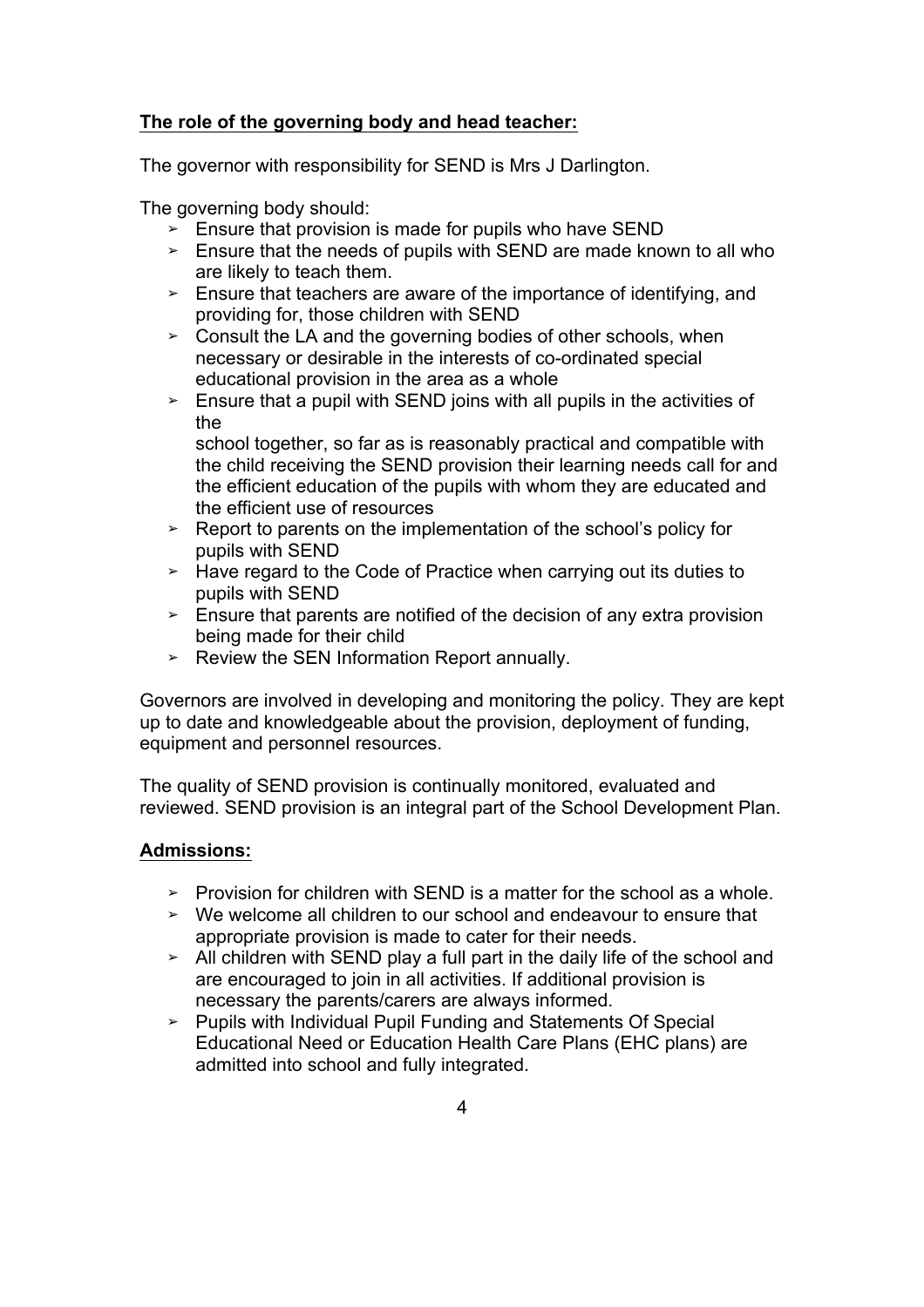**The role of the governing body and head teacher:**

The governor with responsibility for SEND is Mrs J Darlington.

The governing body should:

- Ensure that provision is made for pupils who have SEND
- Ensure that the needs of pupils with SEND are made known to all who are likely to teach them.
- Ensure that teachers are aware of the importance of identifying, and providing for, those children with SEND
- Consult the LA and the governing bodies of other schools, when necessary or desirable in the interests of co-ordinated special educational provision in the area as a whole
- Ensure that a pupil with SEND joins with all pupils in the activities of the school together, so far as is reasonably practical and compatible with the child receiving the SEND provision their learning needs call for and the efficient education of the pupils with whom they are educated and the efficient use of resources
- Report to parents on the implementation of the school's policy for pupils with SEND
- Have regard to the Code of Practice when carrying out its duties to pupils with SEND
- Ensure that parents are notified of the decision of any extra provision being made for their child
- Review the SEN Information Report annually.

Governors are involved in developing and monitoring the policy. They are kept up to date and knowledgeable about the provision, deployment of funding, equipment and personnel resources.

The quality of SEND provision is continually monitored, evaluated and reviewed. SEND provision is an integral part of the School Development Plan.

**Admissions:**

- Provision for children with SEND is a matter for the school as a whole.
- We welcome all children to our school and endeavour to ensure that appropriate provision is made to cater for their needs.
- All children with SEND play a full part in the daily life of the school and are encouraged to join in all activities. If additional provision is necessary the parents/carers are always informed.
- Pupils with Individual Pupil Funding and Statements Of Special Educational Need or Education Health Care Plans (EHC plans) are admitted into school and fully integrated.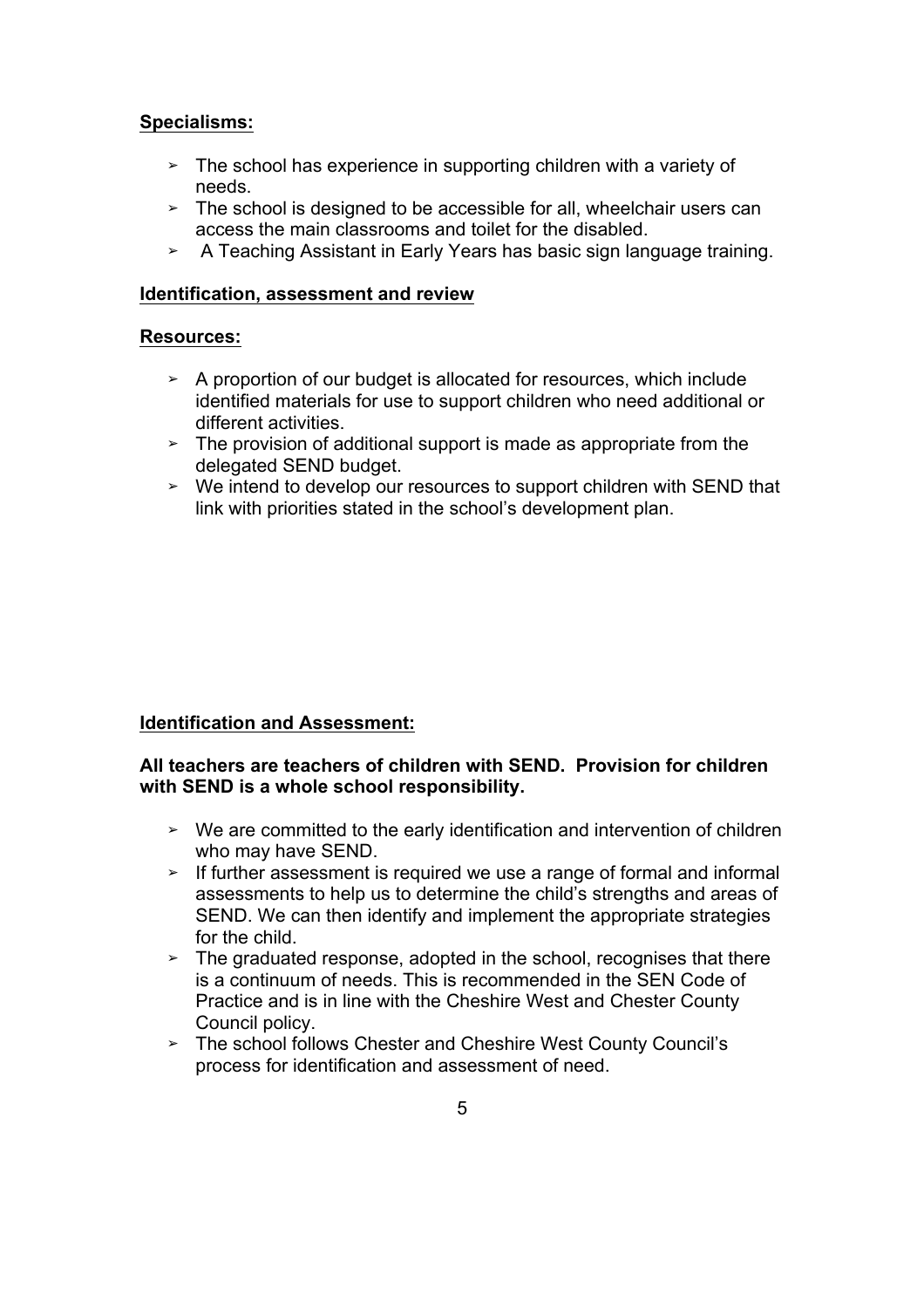**Specialisms:**

- The school has experience in supporting children with a variety of needs.
- The school is designed to be accessible for all, wheelchair users can access the main classrooms and toilet for the disabled.
- A Teaching Assistant in Early Years has basic sign language training.

**Identification, assessment and review**

**Resources:**

- A proportion of our budget is allocated for resources, which include identified materials for use to support children who need additional or different activities.
- The provision of additional support is made as appropriate from the delegated SEND budget.
- We intend to develop our resources to support children with SEND that link with priorities stated in the school's development plan.

**Identification and Assessment:**

**All teachers are teachers of children with SEND. Provision for children with SEND is a whole school responsibility.**

- We are committed to the early identification and intervention of children who may have SEND.
- If further assessment is required we use a range of formal and informal assessments to help us to determine the child's strengths and areas of SEND. We can then identify and implement the appropriate strategies for the child.
- The graduated response, adopted in the school, recognises that there is a continuum of needs. This is recommended in the SEN Code of Practice and is in line with the Cheshire West and Chester County Council policy.
- The school follows Chester and Cheshire West County Council's process for identification and assessment of need.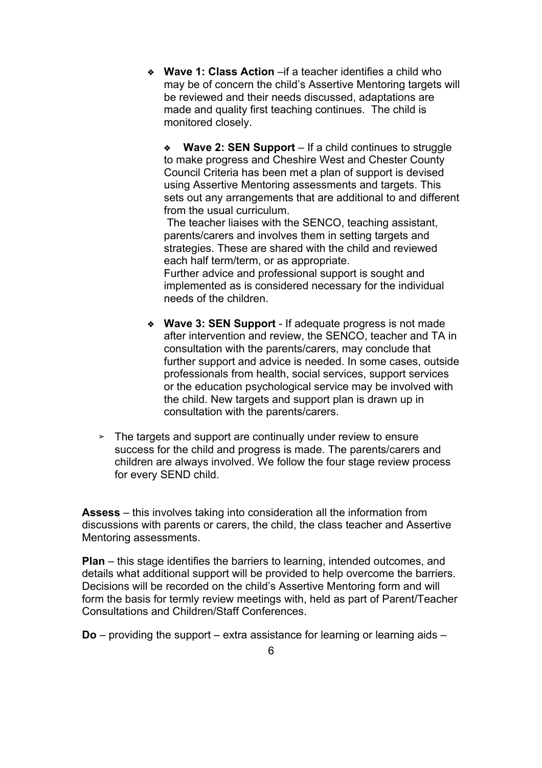- **Wave 1: Class Action** –if a teacher identifies a child who may be of concern the child's Assertive Mentoring targets will be reviewed and their needs discussed, adaptations are made and quality first teaching continues. The child is monitored closely.

- **Wave 2: SEN Support** – If a child continues to struggle to make progress and Cheshire West and Chester County Council Criteria has been met a plan of support is devised using Assertive Mentoring assessments and targets. This sets out any arrangements that are additional to and different from the usual curriculum.
  The teacher liaises with the SENCO, teaching assistant, parents/carers and involves them in setting targets and strategies. These are shared with the child and reviewed each half term/term, or as appropriate.
  Further advice and professional support is sought and implemented as is considered necessary for the individual needs of the children.

- **Wave 3: SEN Support** - If adequate progress is not made after intervention and review, the SENCO, teacher and TA in consultation with the parents/carers, may conclude that further support and advice is needed. In some cases, outside professionals from health, social services, support services or the education psychological service may be involved with the child. New targets and support plan is drawn up in consultation with the parents/carers.

- The targets and support are continually under review to ensure success for the child and progress is made. The parents/carers and children are always involved. We follow the four stage review process for every SEND child.

**Assess** – this involves taking into consideration all the information from discussions with parents or carers, the child, the class teacher and Assertive Mentoring assessments.

**Plan** – this stage identifies the barriers to learning, intended outcomes, and details what additional support will be provided to help overcome the barriers. Decisions will be recorded on the child's Assertive Mentoring form and will form the basis for termly review meetings with, held as part of Parent/Teacher Consultations and Children/Staff Conferences.

**Do** – providing the support – extra assistance for learning or learning aids –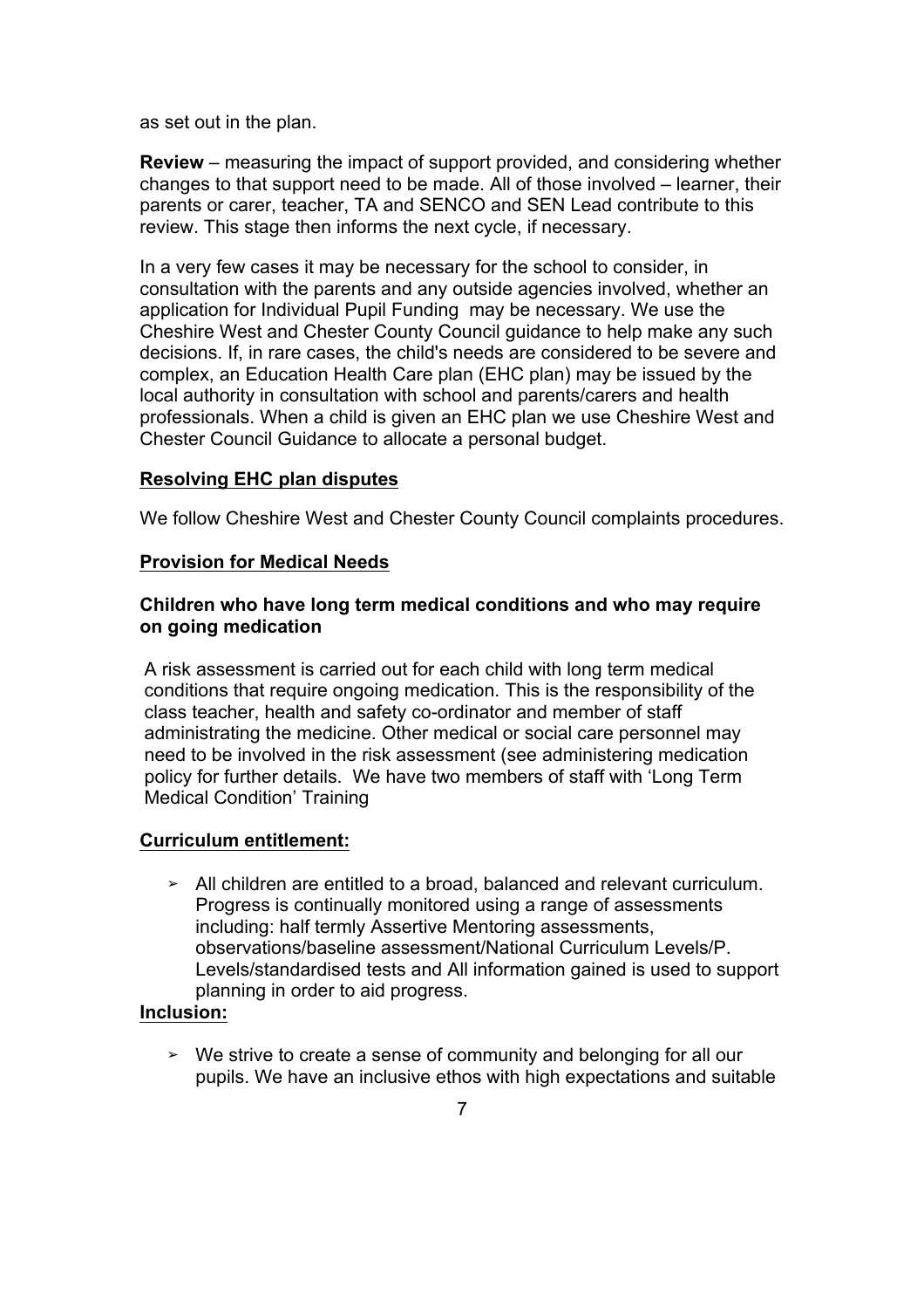as set out in the plan.

**Review** – measuring the impact of support provided, and considering whether changes to that support need to be made. All of those involved – learner, their parents or carer, teacher, TA and SENCO and SEN Lead contribute to this review. This stage then informs the next cycle, if necessary.

In a very few cases it may be necessary for the school to consider, in consultation with the parents and any outside agencies involved, whether an application for Individual Pupil Funding may be necessary. We use the Cheshire West and Chester County Council guidance to help make any such decisions. If, in rare cases, the child's needs are considered to be severe and complex, an Education Health Care plan (EHC plan) may be issued by the local authority in consultation with school and parents/carers and health professionals. When a child is given an EHC plan we use Cheshire West and Chester Council Guidance to allocate a personal budget.

**<u>Resolving EHC plan disputes</u>**

We follow Cheshire West and Chester County Council complaints procedures.

**<u>Provision for Medical Needs</u>**

**Children who have long term medical conditions and who may require on going medication**

A risk assessment is carried out for each child with long term medical conditions that require ongoing medication. This is the responsibility of the class teacher, health and safety co-ordinator and member of staff administrating the medicine. Other medical or social care personnel may need to be involved in the risk assessment (see administering medication policy for further details. We have two members of staff with 'Long Term Medical Condition' Training

**<u>Curriculum entitlement:</u>**

- All children are entitled to a broad, balanced and relevant curriculum. Progress is continually monitored using a range of assessments including: half termly Assertive Mentoring assessments, observations/baseline assessment/National Curriculum Levels/P. Levels/standardised tests and All information gained is used to support planning in order to aid progress.

**<u>Inclusion:</u>**

- We strive to create a sense of community and belonging for all our pupils. We have an inclusive ethos with high expectations and suitable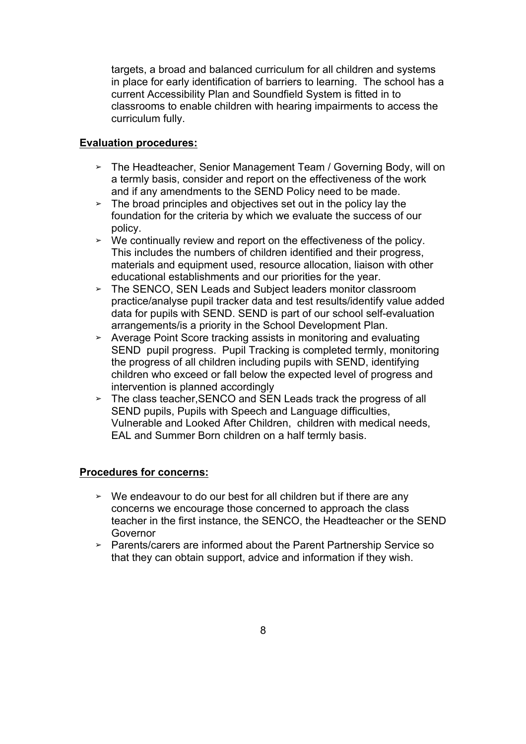targets, a broad and balanced curriculum for all children and systems in place for early identification of barriers to learning. The school has a current Accessibility Plan and Soundfield System is fitted in to classrooms to enable children with hearing impairments to access the curriculum fully.

**Evaluation procedures:**

- The Headteacher, Senior Management Team / Governing Body, will on a termly basis, consider and report on the effectiveness of the work and if any amendments to the SEND Policy need to be made.
- The broad principles and objectives set out in the policy lay the foundation for the criteria by which we evaluate the success of our policy.
- We continually review and report on the effectiveness of the policy. This includes the numbers of children identified and their progress, materials and equipment used, resource allocation, liaison with other educational establishments and our priorities for the year.
- The SENCO, SEN Leads and Subject leaders monitor classroom practice/analyse pupil tracker data and test results/identify value added data for pupils with SEND. SEND is part of our school self-evaluation arrangements/is a priority in the School Development Plan.
- Average Point Score tracking assists in monitoring and evaluating SEND pupil progress. Pupil Tracking is completed termly, monitoring the progress of all children including pupils with SEND, identifying children who exceed or fall below the expected level of progress and intervention is planned accordingly
- The class teacher,SENCO and SEN Leads track the progress of all SEND pupils, Pupils with Speech and Language difficulties, Vulnerable and Looked After Children, children with medical needs, EAL and Summer Born children on a half termly basis.

**Procedures for concerns:**

- We endeavour to do our best for all children but if there are any concerns we encourage those concerned to approach the class teacher in the first instance, the SENCO, the Headteacher or the SEND Governor
- Parents/carers are informed about the Parent Partnership Service so that they can obtain support, advice and information if they wish.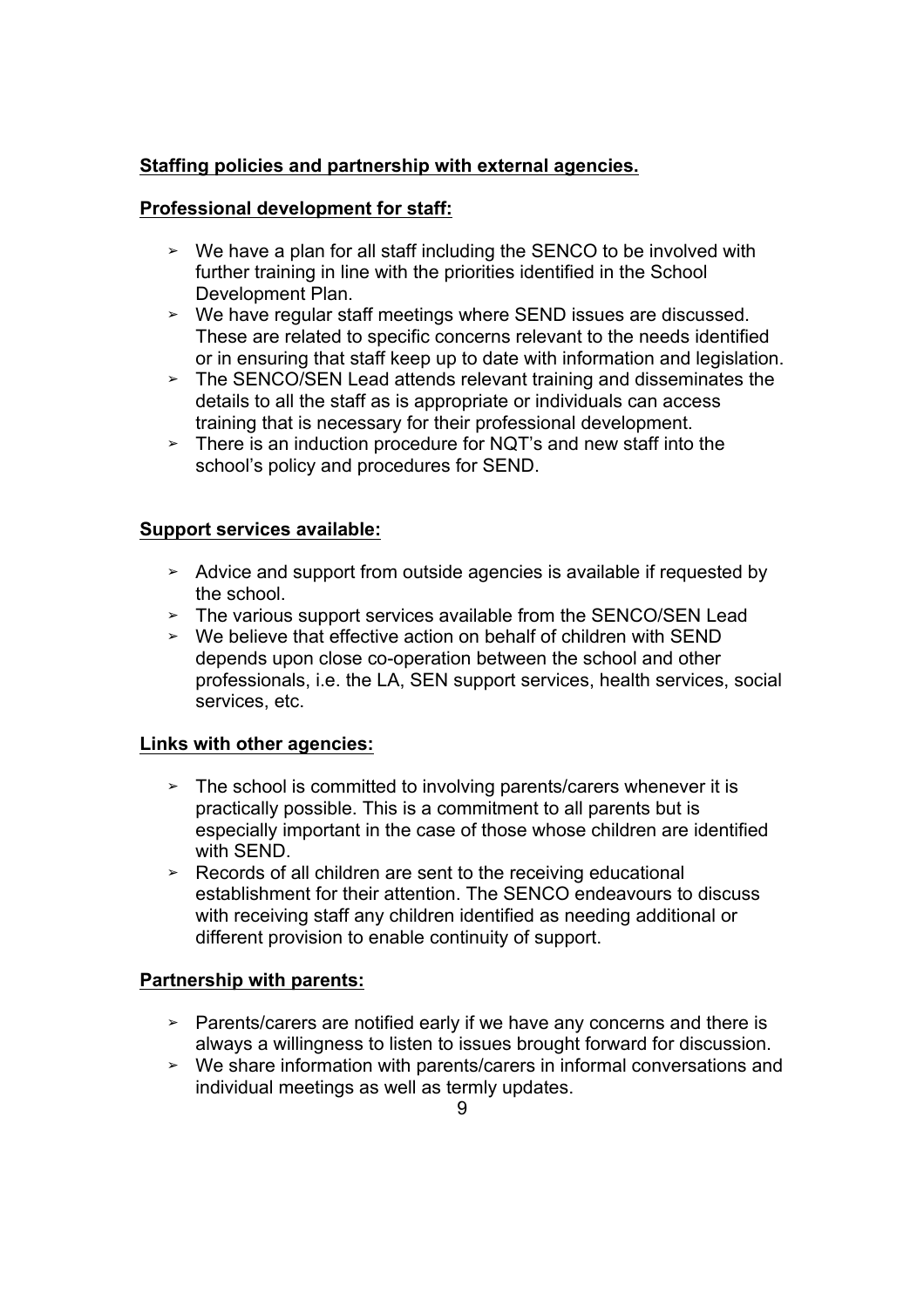**Staffing policies and partnership with external agencies.**

**Professional development for staff:**

- We have a plan for all staff including the SENCO to be involved with further training in line with the priorities identified in the School Development Plan.
- We have regular staff meetings where SEND issues are discussed. These are related to specific concerns relevant to the needs identified or in ensuring that staff keep up to date with information and legislation.
- The SENCO/SEN Lead attends relevant training and disseminates the details to all the staff as is appropriate or individuals can access training that is necessary for their professional development.
- There is an induction procedure for NQT's and new staff into the school's policy and procedures for SEND.

**Support services available:**

- Advice and support from outside agencies is available if requested by the school.
- The various support services available from the SENCO/SEN Lead
- We believe that effective action on behalf of children with SEND depends upon close co-operation between the school and other professionals, i.e. the LA, SEN support services, health services, social services, etc.

**Links with other agencies:**

- The school is committed to involving parents/carers whenever it is practically possible. This is a commitment to all parents but is especially important in the case of those whose children are identified with SEND.
- Records of all children are sent to the receiving educational establishment for their attention. The SENCO endeavours to discuss with receiving staff any children identified as needing additional or different provision to enable continuity of support.

**Partnership with parents:**

- Parents/carers are notified early if we have any concerns and there is always a willingness to listen to issues brought forward for discussion.
- We share information with parents/carers in informal conversations and individual meetings as well as termly updates.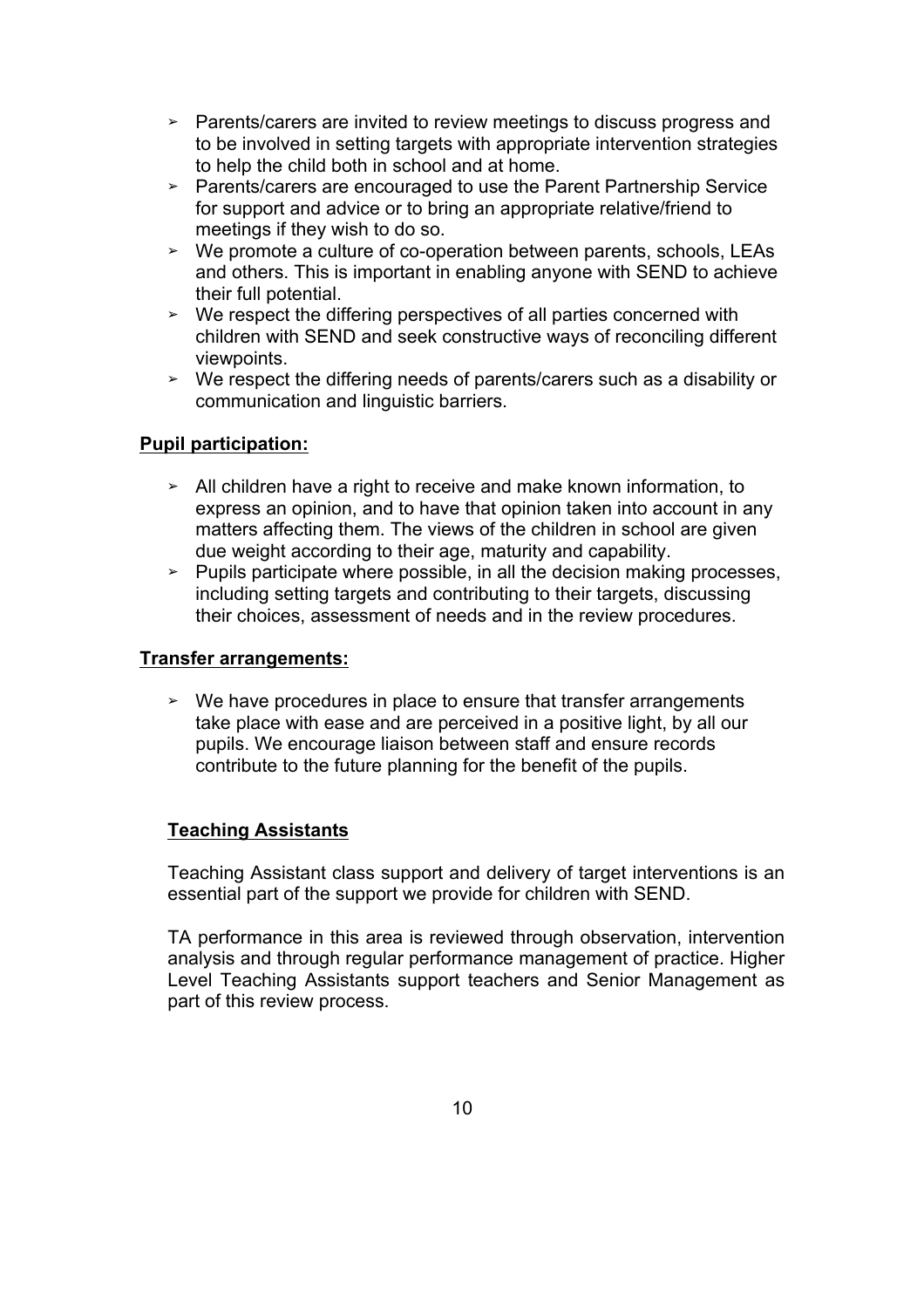- Parents/carers are invited to review meetings to discuss progress and to be involved in setting targets with appropriate intervention strategies to help the child both in school and at home.
- Parents/carers are encouraged to use the Parent Partnership Service for support and advice or to bring an appropriate relative/friend to meetings if they wish to do so.
- We promote a culture of co-operation between parents, schools, LEAs and others. This is important in enabling anyone with SEND to achieve their full potential.
- We respect the differing perspectives of all parties concerned with children with SEND and seek constructive ways of reconciling different viewpoints.
- We respect the differing needs of parents/carers such as a disability or communication and linguistic barriers.

**Pupil participation:**

- All children have a right to receive and make known information, to express an opinion, and to have that opinion taken into account in any matters affecting them. The views of the children in school are given due weight according to their age, maturity and capability.
- Pupils participate where possible, in all the decision making processes, including setting targets and contributing to their targets, discussing their choices, assessment of needs and in the review procedures.

**Transfer arrangements:**

- We have procedures in place to ensure that transfer arrangements take place with ease and are perceived in a positive light, by all our pupils. We encourage liaison between staff and ensure records contribute to the future planning for the benefit of the pupils.

**Teaching Assistants**

Teaching Assistant class support and delivery of target interventions is an essential part of the support we provide for children with SEND.

TA performance in this area is reviewed through observation, intervention analysis and through regular performance management of practice. Higher Level Teaching Assistants support teachers and Senior Management as part of this review process.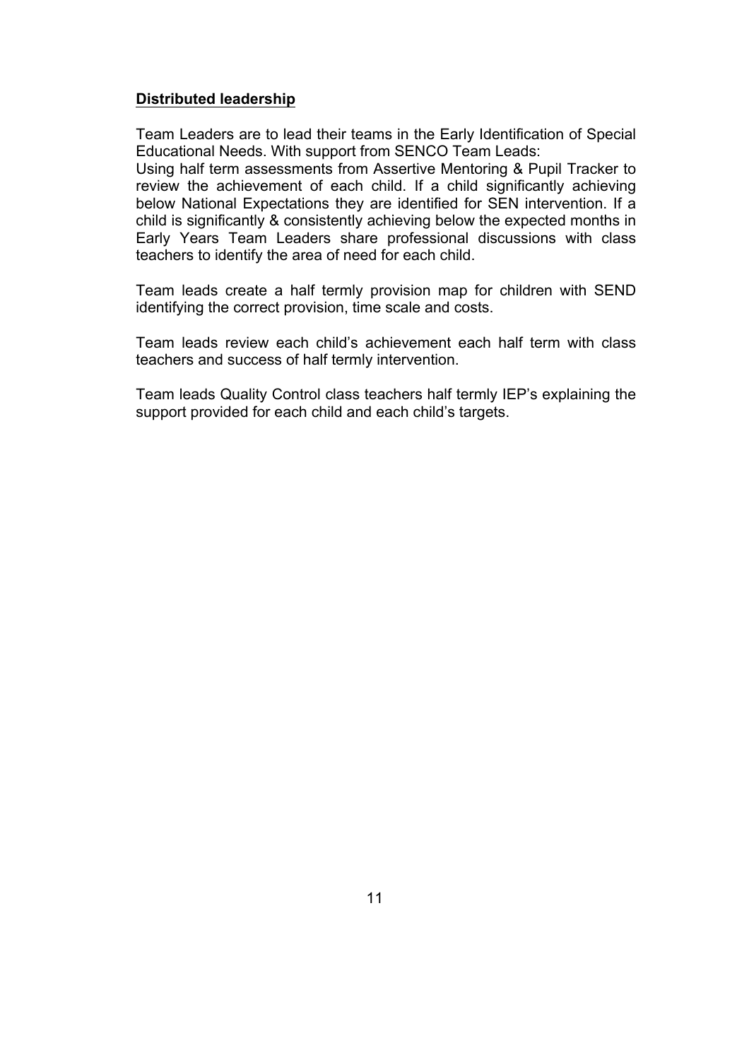**Distributed leadership**

Team Leaders are to lead their teams in the Early Identification of Special Educational Needs. With support from SENCO Team Leads:
Using half term assessments from Assertive Mentoring & Pupil Tracker to review the achievement of each child. If a child significantly achieving below National Expectations they are identified for SEN intervention. If a child is significantly & consistently achieving below the expected months in Early Years Team Leaders share professional discussions with class teachers to identify the area of need for each child.

Team leads create a half termly provision map for children with SEND identifying the correct provision, time scale and costs.

Team leads review each child's achievement each half term with class teachers and success of half termly intervention.

Team leads Quality Control class teachers half termly IEP's explaining the support provided for each child and each child's targets.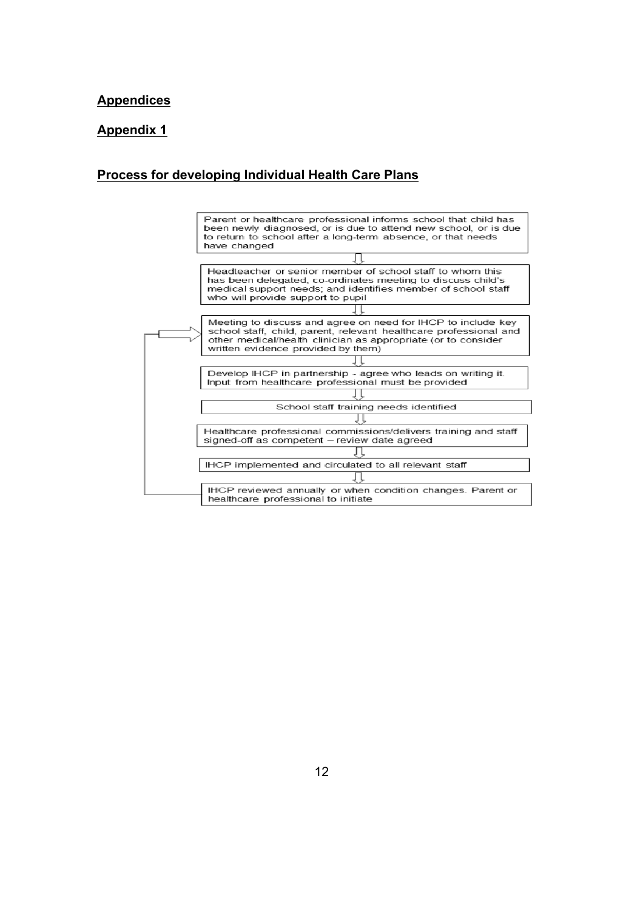**Appendices**

**Appendix 1**

**Process for developing Individual Health Care Plans**

Parent or healthcare professional informs school that child has been newly diagnosed, or is due to attend new school, or is due to return to school after a long-term absence, or that needs have changed

⇩

Headteacher or senior member of school staff to whom this has been delegated, co-ordinates meeting to discuss child's medical support needs; and identifies member of school staff who will provide support to pupil

⇩

Meeting to discuss and agree on need for IHCP to include key school staff, child, parent, relevant healthcare professional and other medical/health clinician as appropriate (or to consider written evidence provided by them)

⇩

Develop IHCP in partnership - agree who leads on writing it. Input from healthcare professional must be provided

⇩

School staff training needs identified

⇩

Healthcare professional commissions/delivers training and staff signed-off as competent – review date agreed

⇩

IHCP implemented and circulated to all relevant staff

⇩

IHCP reviewed annually or when condition changes. Parent or healthcare professional to initiate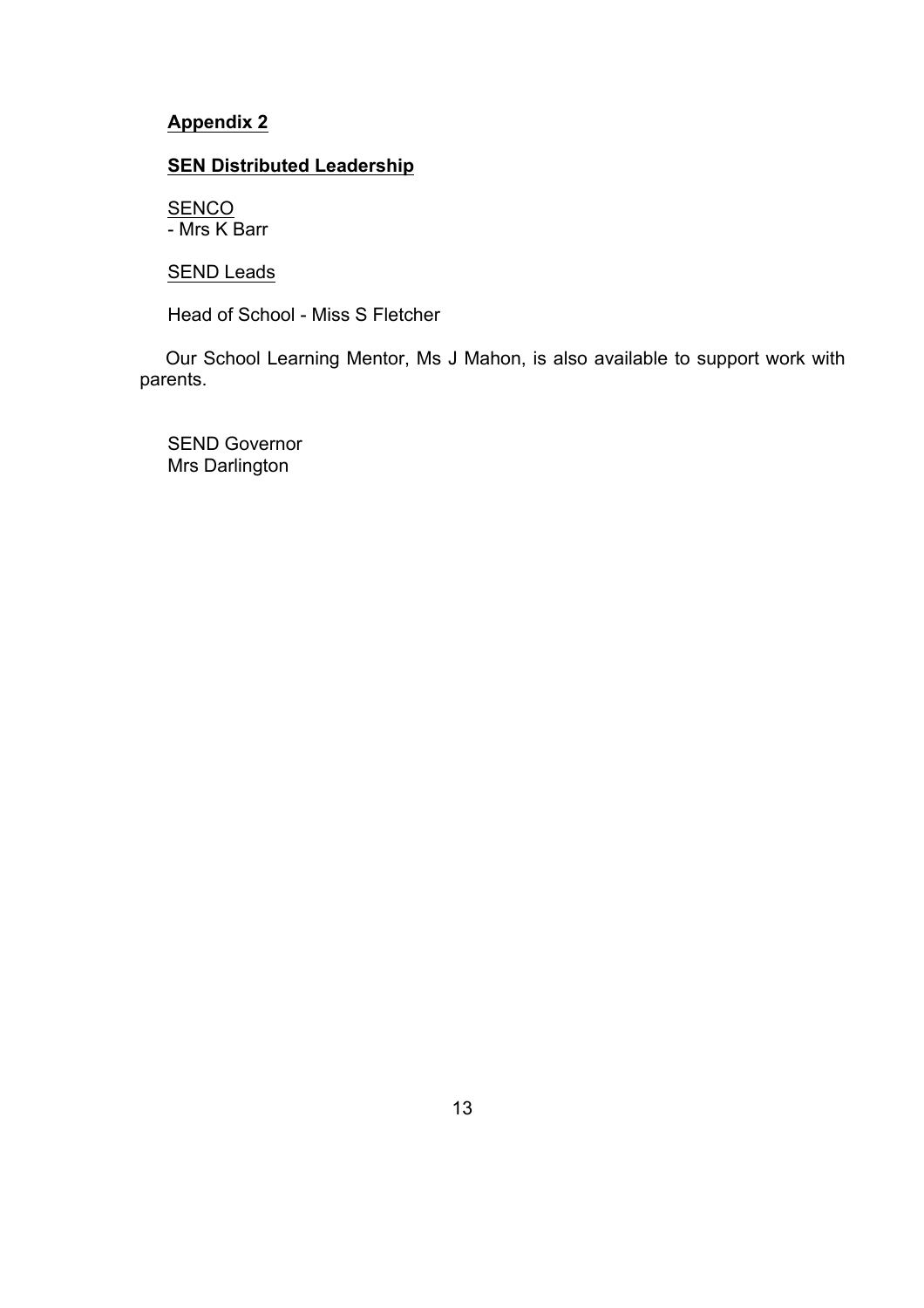**Appendix 2**

**SEN Distributed Leadership**

SENCO
- Mrs K Barr

SEND Leads

Head of School - Miss S Fletcher

Our School Learning Mentor, Ms J Mahon, is also available to support work with parents.

SEND Governor
Mrs Darlington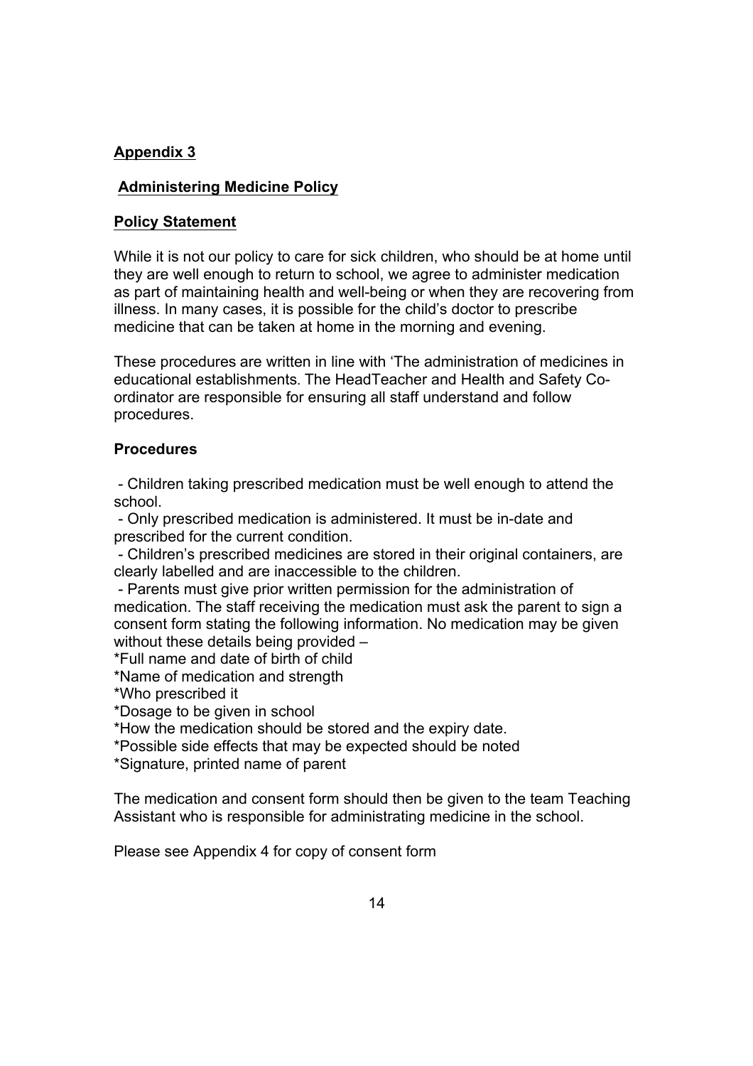## Appendix 3

### Administering Medicine Policy

### Policy Statement

While it is not our policy to care for sick children, who should be at home until they are well enough to return to school, we agree to administer medication as part of maintaining health and well-being or when they are recovering from illness. In many cases, it is possible for the child's doctor to prescribe medicine that can be taken at home in the morning and evening.

These procedures are written in line with 'The administration of medicines in educational establishments. The HeadTeacher and Health and Safety Co-ordinator are responsible for ensuring all staff understand and follow procedures.

### Procedures

- Children taking prescribed medication must be well enough to attend the school.
- Only prescribed medication is administered. It must be in-date and prescribed for the current condition.
- Children's prescribed medicines are stored in their original containers, are clearly labelled and are inaccessible to the children.
- Parents must give prior written permission for the administration of medication. The staff receiving the medication must ask the parent to sign a consent form stating the following information. No medication may be given without these details being provided –

*Full name and date of birth of child
*Name of medication and strength
*Who prescribed it
*Dosage to be given in school
*How the medication should be stored and the expiry date.
*Possible side effects that may be expected should be noted
*Signature, printed name of parent

The medication and consent form should then be given to the team Teaching Assistant who is responsible for administrating medicine in the school.

Please see Appendix 4 for copy of consent form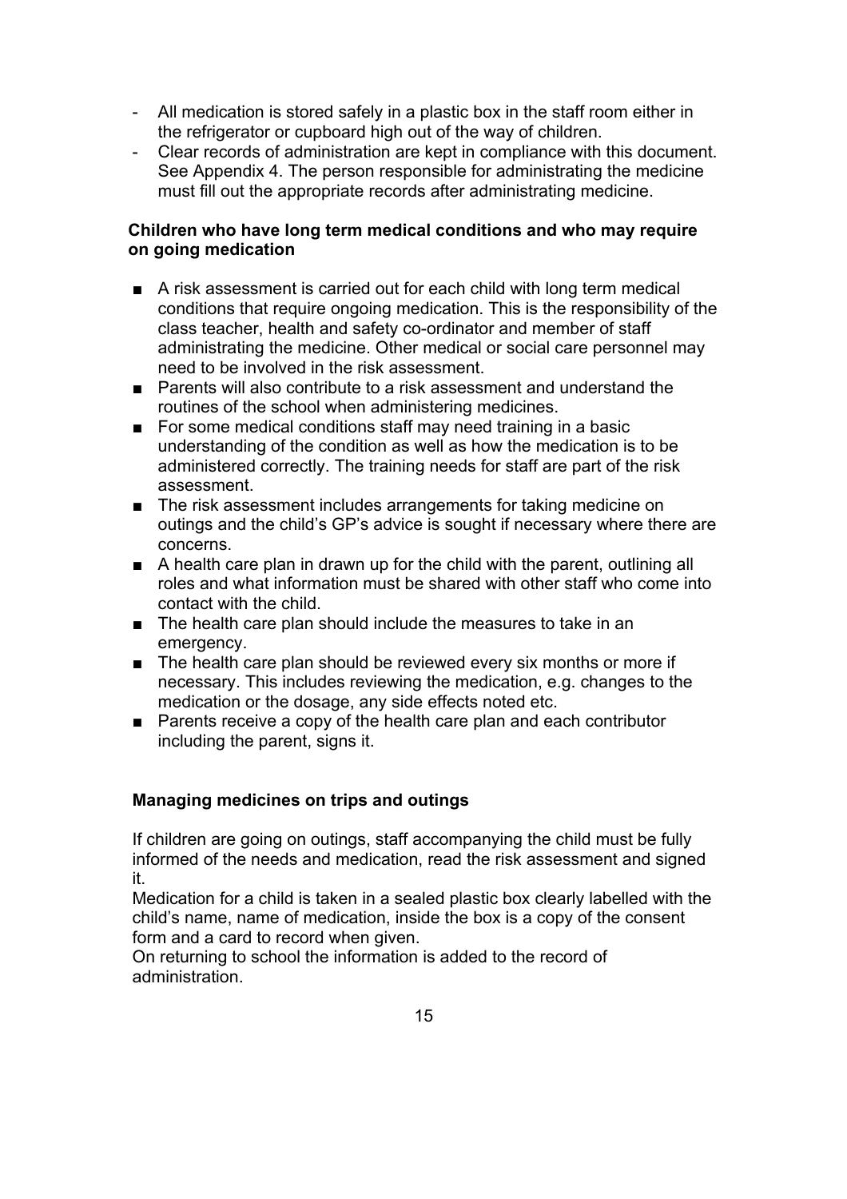- All medication is stored safely in a plastic box in the staff room either in the refrigerator or cupboard high out of the way of children.
- Clear records of administration are kept in compliance with this document. See Appendix 4. The person responsible for administrating the medicine must fill out the appropriate records after administrating medicine.

**Children who have long term medical conditions and who may require on going medication**

- A risk assessment is carried out for each child with long term medical conditions that require ongoing medication. This is the responsibility of the class teacher, health and safety co-ordinator and member of staff administrating the medicine. Other medical or social care personnel may need to be involved in the risk assessment.
- Parents will also contribute to a risk assessment and understand the routines of the school when administering medicines.
- For some medical conditions staff may need training in a basic understanding of the condition as well as how the medication is to be administered correctly. The training needs for staff are part of the risk assessment.
- The risk assessment includes arrangements for taking medicine on outings and the child's GP's advice is sought if necessary where there are concerns.
- A health care plan in drawn up for the child with the parent, outlining all roles and what information must be shared with other staff who come into contact with the child.
- The health care plan should include the measures to take in an emergency.
- The health care plan should be reviewed every six months or more if necessary. This includes reviewing the medication, e.g. changes to the medication or the dosage, any side effects noted etc.
- Parents receive a copy of the health care plan and each contributor including the parent, signs it.

**Managing medicines on trips and outings**

If children are going on outings, staff accompanying the child must be fully informed of the needs and medication, read the risk assessment and signed it.
Medication for a child is taken in a sealed plastic box clearly labelled with the child's name, name of medication, inside the box is a copy of the consent form and a card to record when given.
On returning to school the information is added to the record of administration.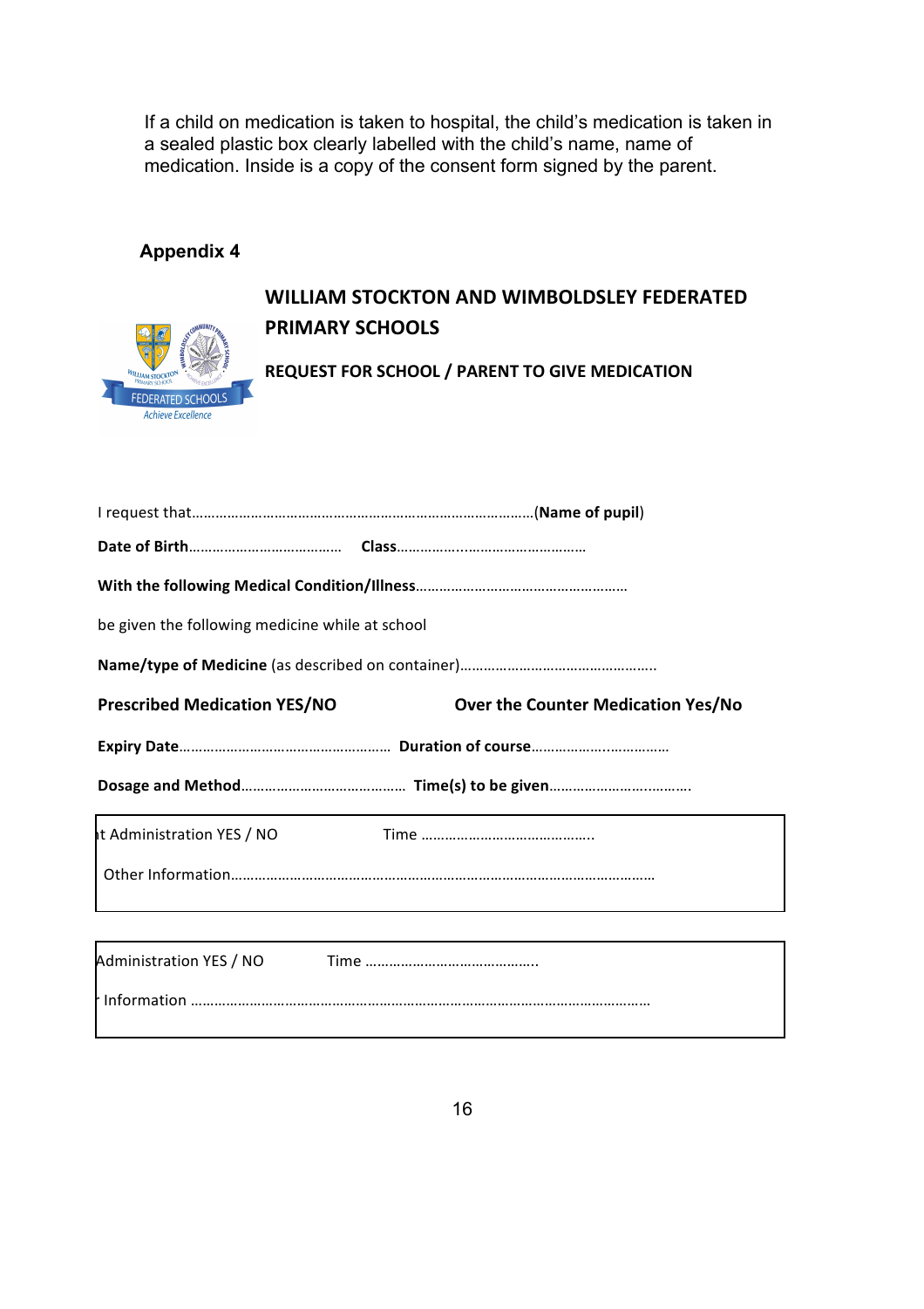If a child on medication is taken to hospital, the child's medication is taken in a sealed plastic box clearly labelled with the child's name, name of medication. Inside is a copy of the consent form signed by the parent.

### Appendix 4

## WILLIAM STOCKTON AND WIMBOLDSLEY FEDERATED PRIMARY SCHOOLS

**REQUEST FOR SCHOOL / PARENT TO GIVE MEDICATION**

I request that………………………………………………………………………………(**Name of pupil**)

**Date of Birth**………………………………… **Class**……………..…………………………

**With the following Medical Condition/Illness**………………………………………………

be given the following medicine while at school

**Name/type of Medicine** (as described on container)…………………………………………..

**Prescribed Medication YES/NO** **Over the Counter Medication Yes/No**

**Expiry Date**……………………………………………… **Duration of course**………………..……………

**Dosage and Method**…………………………………… **Time(s) to be given**………………………..……….

| |
|---|
| ıt Administration YES / NO Time …………………………………….. |
| Other Information……………………………………………………………………………………………… |

| |
|---|
| Administration YES / NO Time …………………………………….. |
| Information ……………………………………………………………………………………………… |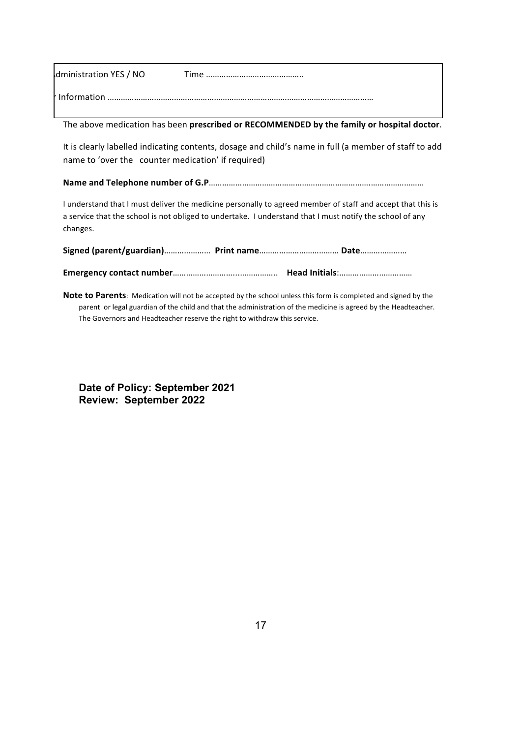dministration YES / NO Time ……………………………………..

Information ………………………………………………………………………………………………………

The above medication has been **prescribed or RECOMMENDED by the family or hospital doctor**.

It is clearly labelled indicating contents, dosage and child's name in full (a member of staff to add name to 'over the counter medication' if required)

**Name and Telephone number of G.P**……………………………………………………………………………………

I understand that I must deliver the medicine personally to agreed member of staff and accept that this is a service that the school is not obliged to undertake. I understand that I must notify the school of any changes.

**Signed (parent/guardian)**………………… **Print name**……………………………… **Date**…………………

**Emergency contact number**……………………….……………….. **Head Initials**:……………………………

**Note to Parents**: Medication will not be accepted by the school unless this form is completed and signed by the parent or legal guardian of the child and that the administration of the medicine is agreed by the Headteacher. The Governors and Headteacher reserve the right to withdraw this service.

**Date of Policy: September 2021**
**Review: September 2022**